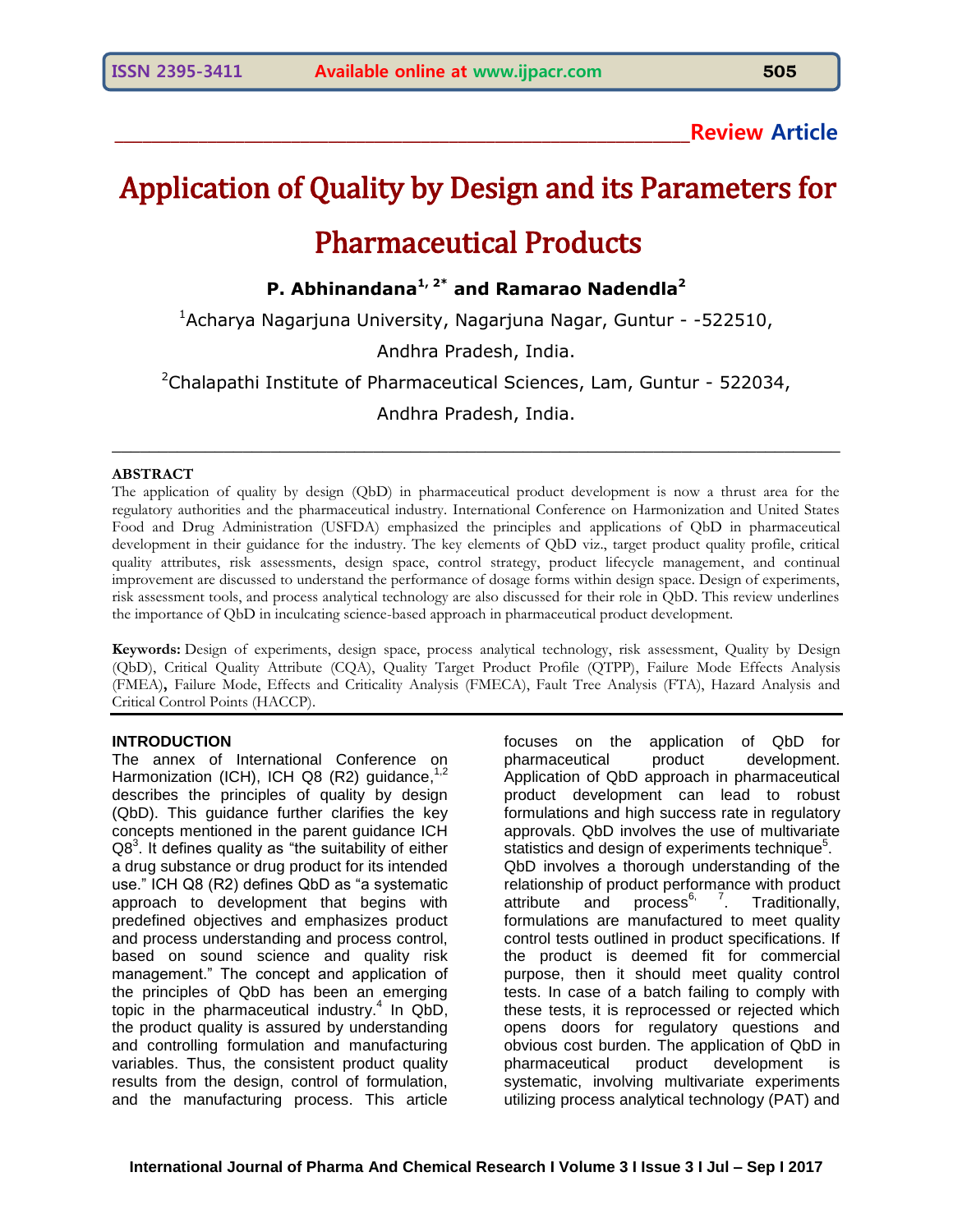Review Article

# Application of Quality by Design and its Parameters for Pharmaceutical Products

**P. Abhinandana[1, 2*] and Ramarao Nadendla[2]**

[1]Acharya Nagarjuna University, Nagarjuna Nagar, Guntur - -522510, Andhra Pradesh, India.

[2]Chalapathi Institute of Pharmaceutical Sciences, Lam, Guntur - 522034, Andhra Pradesh, India.

## ABSTRACT

The application of quality by design (QbD) in pharmaceutical product development is now a thrust area for the regulatory authorities and the pharmaceutical industry. International Conference on Harmonization and United States Food and Drug Administration (USFDA) emphasized the principles and applications of QbD in pharmaceutical development in their guidance for the industry. The key elements of QbD viz., target product quality profile, critical quality attributes, risk assessments, design space, control strategy, product lifecycle management, and continual improvement are discussed to understand the performance of dosage forms within design space. Design of experiments, risk assessment tools, and process analytical technology are also discussed for their role in QbD. This review underlines the importance of QbD in inculcating science-based approach in pharmaceutical product development.

**Keywords:** Design of experiments, design space, process analytical technology, risk assessment, Quality by Design (QbD), Critical Quality Attribute (CQA), Quality Target Product Profile (QTPP), Failure Mode Effects Analysis (FMEA)**,** Failure Mode, Effects and Criticality Analysis (FMECA), Fault Tree Analysis (FTA), Hazard Analysis and Critical Control Points (HACCP).

## INTRODUCTION

The annex of International Conference on Harmonization (ICH), ICH Q8 (R2) guidance,[1,2] describes the principles of quality by design (QbD). This guidance further clarifies the key concepts mentioned in the parent guidance ICH Q8[3]. It defines quality as "the suitability of either a drug substance or drug product for its intended use." ICH Q8 (R2) defines QbD as "a systematic approach to development that begins with predefined objectives and emphasizes product and process understanding and process control, based on sound science and quality risk management." The concept and application of the principles of QbD has been an emerging topic in the pharmaceutical industry.[4] In QbD, the product quality is assured by understanding and controlling formulation and manufacturing variables. Thus, the consistent product quality results from the design, control of formulation, and the manufacturing process. This article focuses on the application of QbD for pharmaceutical product development. Application of QbD approach in pharmaceutical product development can lead to robust formulations and high success rate in regulatory approvals. QbD involves the use of multivariate statistics and design of experiments technique[5]. QbD involves a thorough understanding of the relationship of product performance with product attribute and process[6, 7]. Traditionally, formulations are manufactured to meet quality control tests outlined in product specifications. If the product is deemed fit for commercial purpose, then it should meet quality control tests. In case of a batch failing to comply with these tests, it is reprocessed or rejected which opens doors for regulatory questions and obvious cost burden. The application of QbD in pharmaceutical product development is systematic, involving multivariate experiments utilizing process analytical technology (PAT) and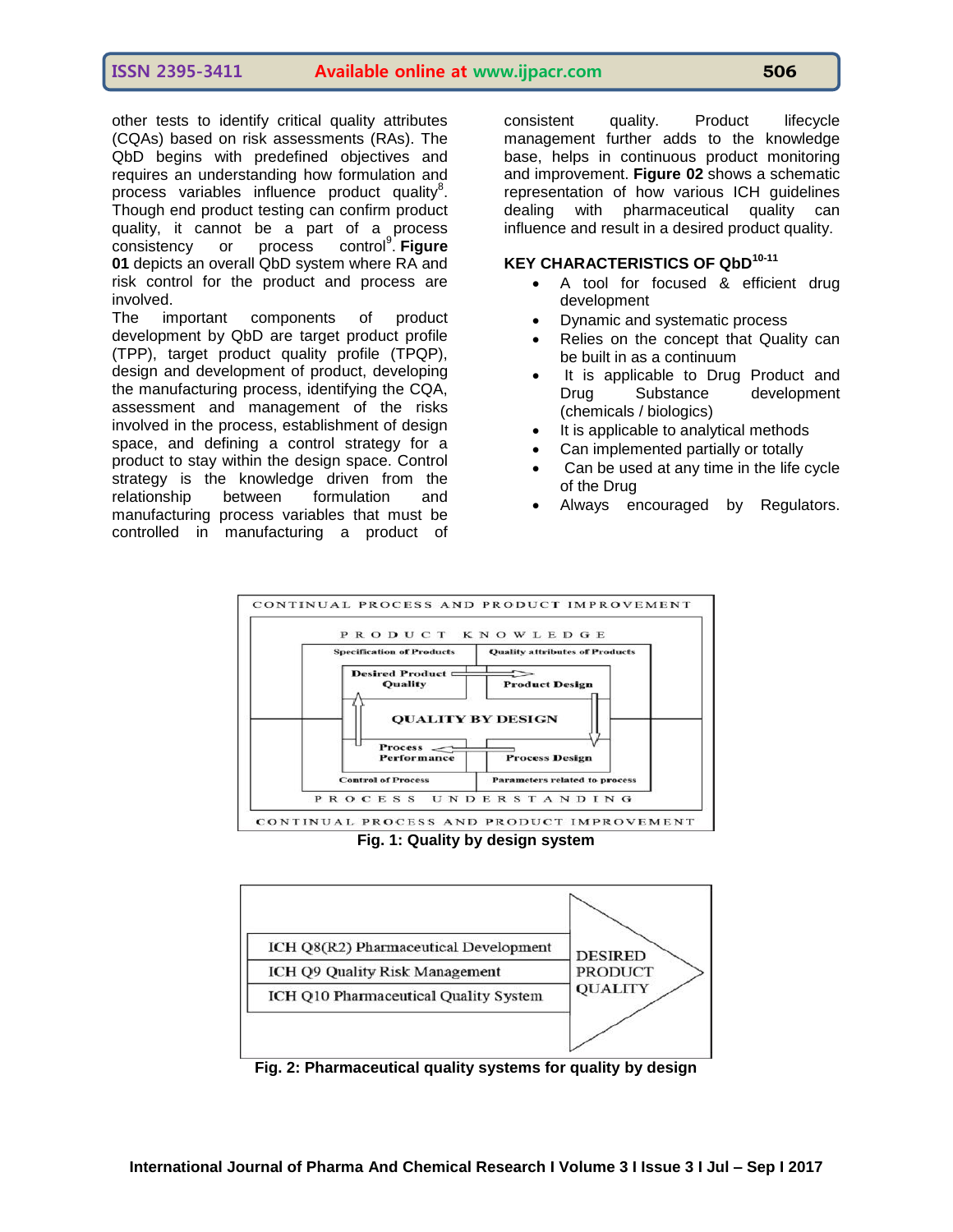other tests to identify critical quality attributes (CQAs) based on risk assessments (RAs). The QbD begins with predefined objectives and requires an understanding how formulation and process variables influence product quality[8]. Though end product testing can confirm product quality, it cannot be a part of a process consistency or process control[9]. **Figure 01** depicts an overall QbD system where RA and risk control for the product and process are involved.

The important components of product development by QbD are target product profile (TPP), target product quality profile (TPQP), design and development of product, developing the manufacturing process, identifying the CQA, assessment and management of the risks involved in the process, establishment of design space, and defining a control strategy for a product to stay within the design space. Control strategy is the knowledge driven from the relationship between formulation and manufacturing process variables that must be controlled in manufacturing a product of consistent quality. Product lifecycle management further adds to the knowledge base, helps in continuous product monitoring and improvement. **Figure 02** shows a schematic representation of how various ICH guidelines dealing with pharmaceutical quality can influence and result in a desired product quality.

## KEY CHARACTERISTICS OF QbD[10-11]

- A tool for focused & efficient drug development
- Dynamic and systematic process
- Relies on the concept that Quality can be built in as a continuum
- It is applicable to Drug Product and Drug Substance development (chemicals / biologics)
- It is applicable to analytical methods
- Can implemented partially or totally
- Can be used at any time in the life cycle of the Drug
- Always encouraged by Regulators.

CONTINUAL PROCESS AND PRODUCT IMPROVEMENT
PRODUCT KNOWLEDGE
Specification of Products
Quality attributes of Products
Desired Product Quality
Product Design
QUALITY BY DESIGN
Process Performance
Process Design
Control of Process
Parameters related to process
PROCESS UNDERSTANDING
CONTINUAL PROCESS AND PRODUCT IMPROVEMENT

**Fig. 1: Quality by design system**

ICH Q8(R2) Pharmaceutical Development
ICH Q9 Quality Risk Management
ICH Q10 Pharmaceutical Quality System
DESIRED PRODUCT QUALITY

**Fig. 2: Pharmaceutical quality systems for quality by design**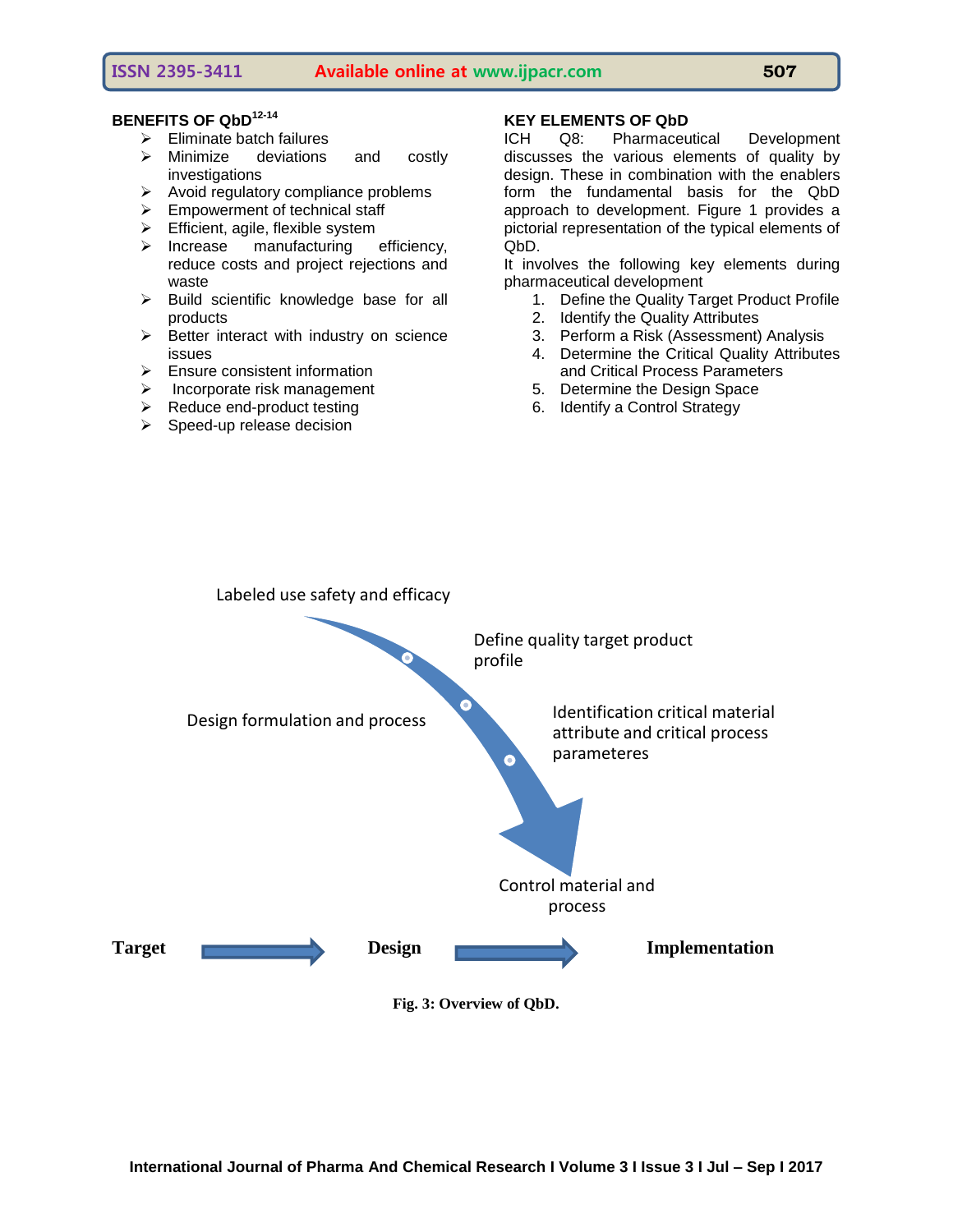## BENEFITS OF QbD[12-14]

- Eliminate batch failures
- Minimize deviations and costly investigations
- Avoid regulatory compliance problems
- Empowerment of technical staff
- Efficient, agile, flexible system
- Increase manufacturing efficiency, reduce costs and project rejections and waste
- Build scientific knowledge base for all products
- Better interact with industry on science issues
- Ensure consistent information
- Incorporate risk management
- Reduce end-product testing
- Speed-up release decision

## KEY ELEMENTS OF QbD

ICH Q8: Pharmaceutical Development discusses the various elements of quality by design. These in combination with the enablers form the fundamental basis for the QbD approach to development. Figure 1 provides a pictorial representation of the typical elements of QbD.

It involves the following key elements during pharmaceutical development

1. Define the Quality Target Product Profile
2. Identify the Quality Attributes
3. Perform a Risk (Assessment) Analysis
4. Determine the Critical Quality Attributes and Critical Process Parameters
5. Determine the Design Space
6. Identify a Control Strategy

Labeled use safety and efficacy

Define quality target product profile

Design formulation and process

Identification critical material attribute and critical process parameteres

Control material and process

Target

Design

Implementation

**Fig. 3: Overview of QbD.**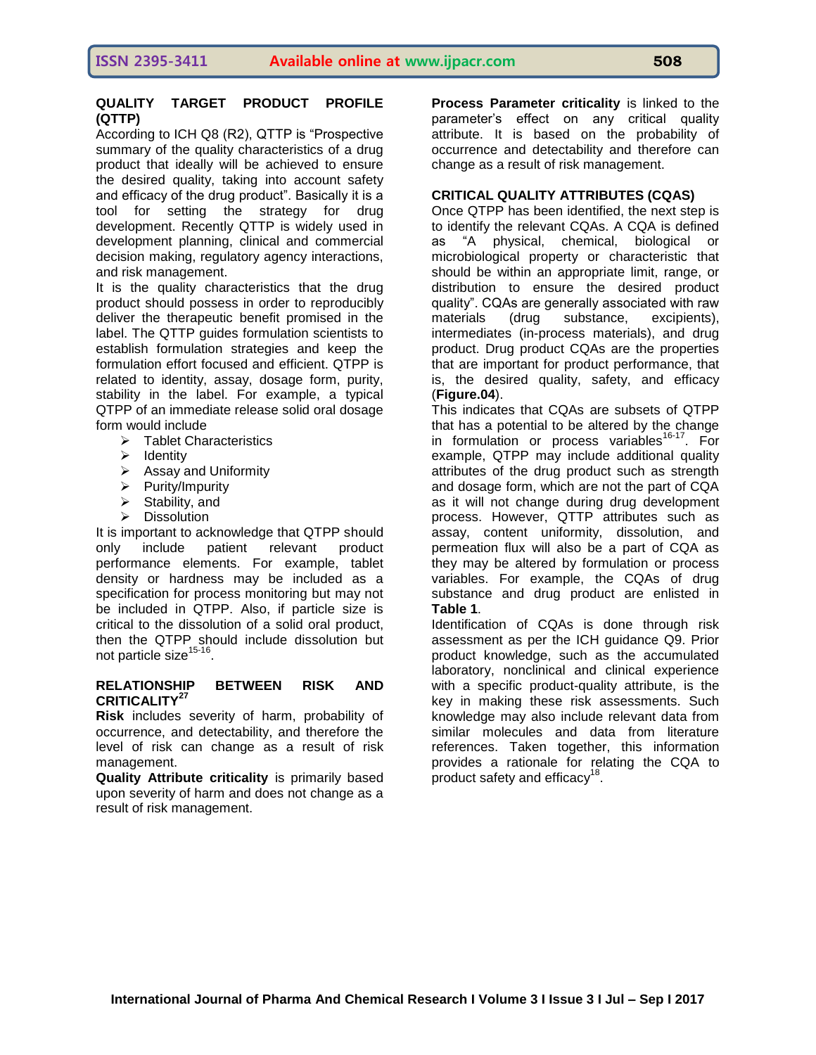## QUALITY TARGET PRODUCT PROFILE (QTTP)

According to ICH Q8 (R2), QTTP is "Prospective summary of the quality characteristics of a drug product that ideally will be achieved to ensure the desired quality, taking into account safety and efficacy of the drug product". Basically it is a tool for setting the strategy for drug development. Recently QTTP is widely used in development planning, clinical and commercial decision making, regulatory agency interactions, and risk management.

It is the quality characteristics that the drug product should possess in order to reproducibly deliver the therapeutic benefit promised in the label. The QTTP guides formulation scientists to establish formulation strategies and keep the formulation effort focused and efficient. QTPP is related to identity, assay, dosage form, purity, stability in the label. For example, a typical QTPP of an immediate release solid oral dosage form would include

- Tablet Characteristics
- Identity
- Assay and Uniformity
- Purity/Impurity
- Stability, and
- Dissolution

It is important to acknowledge that QTPP should only include patient relevant product performance elements. For example, tablet density or hardness may be included as a specification for process monitoring but may not be included in QTPP. Also, if particle size is critical to the dissolution of a solid oral product, then the QTPP should include dissolution but not particle size[15-16].

## RELATIONSHIP BETWEEN RISK AND CRITICALITY[27]

**Risk** includes severity of harm, probability of occurrence, and detectability, and therefore the level of risk can change as a result of risk management.

**Quality Attribute criticality** is primarily based upon severity of harm and does not change as a result of risk management.

**Process Parameter criticality** is linked to the parameter's effect on any critical quality attribute. It is based on the probability of occurrence and detectability and therefore can change as a result of risk management.

## CRITICAL QUALITY ATTRIBUTES (CQAS)

Once QTPP has been identified, the next step is to identify the relevant CQAs. A CQA is defined as "A physical, chemical, biological or microbiological property or characteristic that should be within an appropriate limit, range, or distribution to ensure the desired product quality". CQAs are generally associated with raw materials (drug substance, excipients), intermediates (in-process materials), and drug product. Drug product CQAs are the properties that are important for product performance, that is, the desired quality, safety, and efficacy (**Figure.04**).

This indicates that CQAs are subsets of QTPP that has a potential to be altered by the change in formulation or process variables[16-17]. For example, QTPP may include additional quality attributes of the drug product such as strength and dosage form, which are not the part of CQA as it will not change during drug development process. However, QTTP attributes such as assay, content uniformity, dissolution, and permeation flux will also be a part of CQA as they may be altered by formulation or process variables. For example, the CQAs of drug substance and drug product are enlisted in **Table 1**.

Identification of CQAs is done through risk assessment as per the ICH guidance Q9. Prior product knowledge, such as the accumulated laboratory, nonclinical and clinical experience with a specific product-quality attribute, is the key in making these risk assessments. Such knowledge may also include relevant data from similar molecules and data from literature references. Taken together, this information provides a rationale for relating the CQA to product safety and efficacy[18].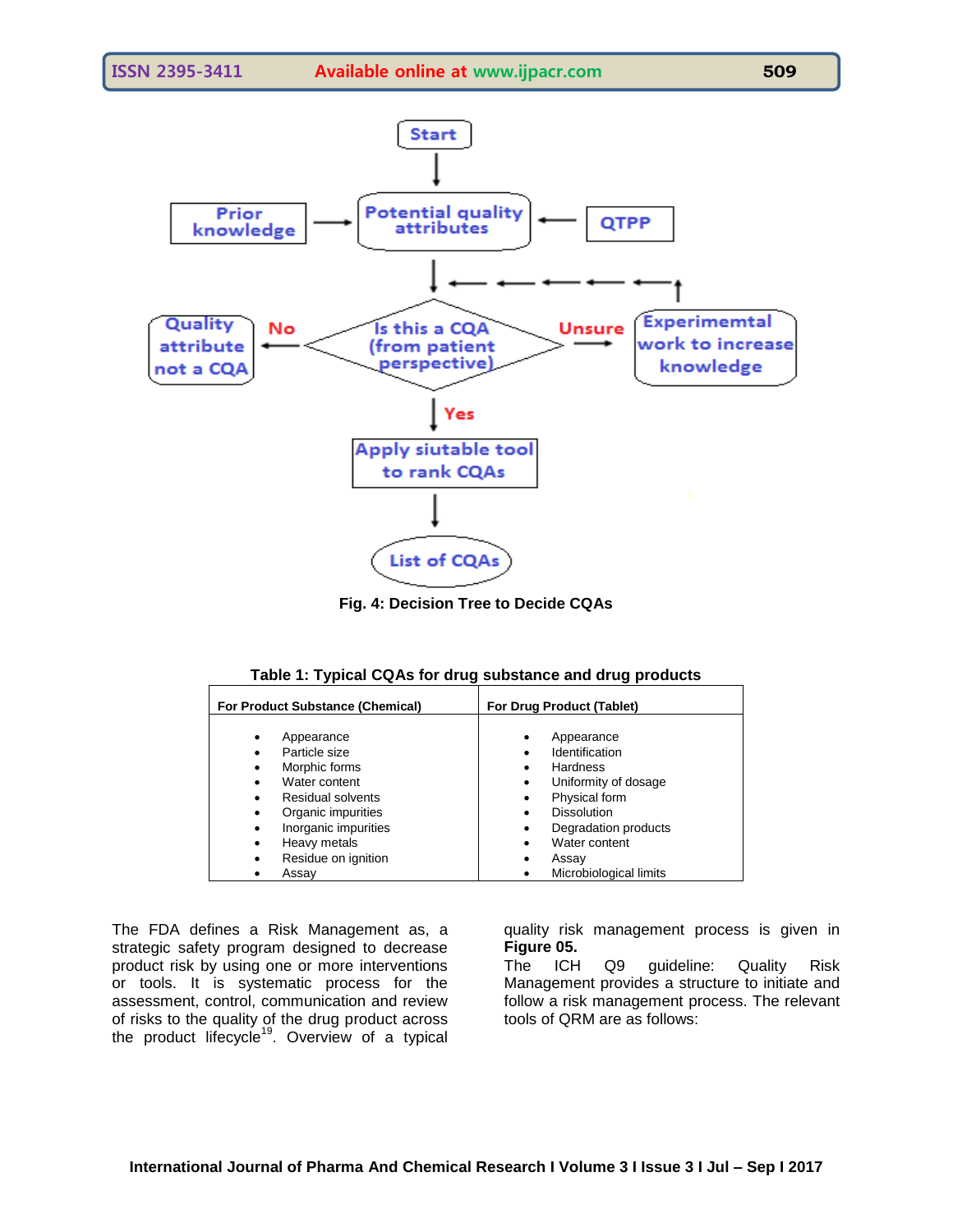Start

Prior knowledge

Potential quality attributes

QTPP

Is this a CQA (from patient perspective)

No

Quality attribute not a CQA

Unsure

Experimemtal work to increase knowledge

Yes

Apply siutable tool to rank CQAs

List of CQAs

**Fig. 4: Decision Tree to Decide CQAs**

**Table 1: Typical CQAs for drug substance and drug products**

| For Product Substance (Chemical) | For Drug Product (Tablet) |
|---|---|
| • Appearance<br>• Particle size<br>• Morphic forms<br>• Water content<br>• Residual solvents<br>• Organic impurities<br>• Inorganic impurities<br>• Heavy metals<br>• Residue on ignition<br>• Assay | • Appearance<br>• Identification<br>• Hardness<br>• Uniformity of dosage<br>• Physical form<br>• Dissolution<br>• Degradation products<br>• Water content<br>• Assay<br>• Microbiological limits |

The FDA defines a Risk Management as, a strategic safety program designed to decrease product risk by using one or more interventions or tools. It is systematic process for the assessment, control, communication and review of risks to the quality of the drug product across the product lifecycle[19]. Overview of a typical quality risk management process is given in **Figure 05.**

The ICH Q9 guideline: Quality Risk Management provides a structure to initiate and follow a risk management process. The relevant tools of QRM are as follows: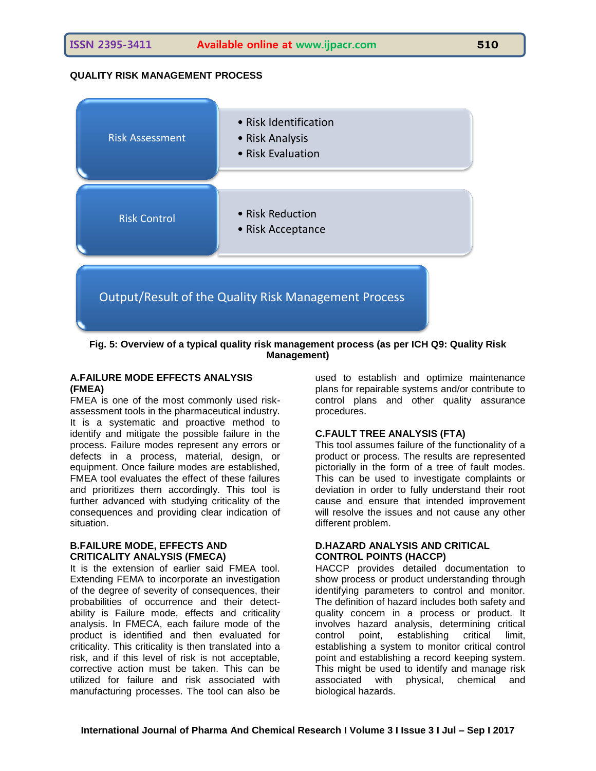**QUALITY RISK MANAGEMENT PROCESS**

Risk Assessment
- Risk Identification
- Risk Analysis
- Risk Evaluation

Risk Control
- Risk Reduction
- Risk Acceptance

Output/Result of the Quality Risk Management Process

**Fig. 5: Overview of a typical quality risk management process (as per ICH Q9: Quality Risk Management)**

### A.FAILURE MODE EFFECTS ANALYSIS (FMEA)

FMEA is one of the most commonly used risk-assessment tools in the pharmaceutical industry. It is a systematic and proactive method to identify and mitigate the possible failure in the process. Failure modes represent any errors or defects in a process, material, design, or equipment. Once failure modes are established, FMEA tool evaluates the effect of these failures and prioritizes them accordingly. This tool is further advanced with studying criticality of the consequences and providing clear indication of situation.

### B.FAILURE MODE, EFFECTS AND CRITICALITY ANALYSIS (FMECA)

It is the extension of earlier said FMEA tool. Extending FEMA to incorporate an investigation of the degree of severity of consequences, their probabilities of occurrence and their detect-ability is Failure mode, effects and criticality analysis. In FMECA, each failure mode of the product is identified and then evaluated for criticality. This criticality is then translated into a risk, and if this level of risk is not acceptable, corrective action must be taken. This can be utilized for failure and risk associated with manufacturing processes. The tool can also be used to establish and optimize maintenance plans for repairable systems and/or contribute to control plans and other quality assurance procedures.

### C.FAULT TREE ANALYSIS (FTA)

This tool assumes failure of the functionality of a product or process. The results are represented pictorially in the form of a tree of fault modes. This can be used to investigate complaints or deviation in order to fully understand their root cause and ensure that intended improvement will resolve the issues and not cause any other different problem.

### D.HAZARD ANALYSIS AND CRITICAL CONTROL POINTS (HACCP)

HACCP provides detailed documentation to show process or product understanding through identifying parameters to control and monitor. The definition of hazard includes both safety and quality concern in a process or product. It involves hazard analysis, determining critical control point, establishing critical limit, establishing a system to monitor critical control point and establishing a record keeping system. This might be used to identify and manage risk associated with physical, chemical and biological hazards.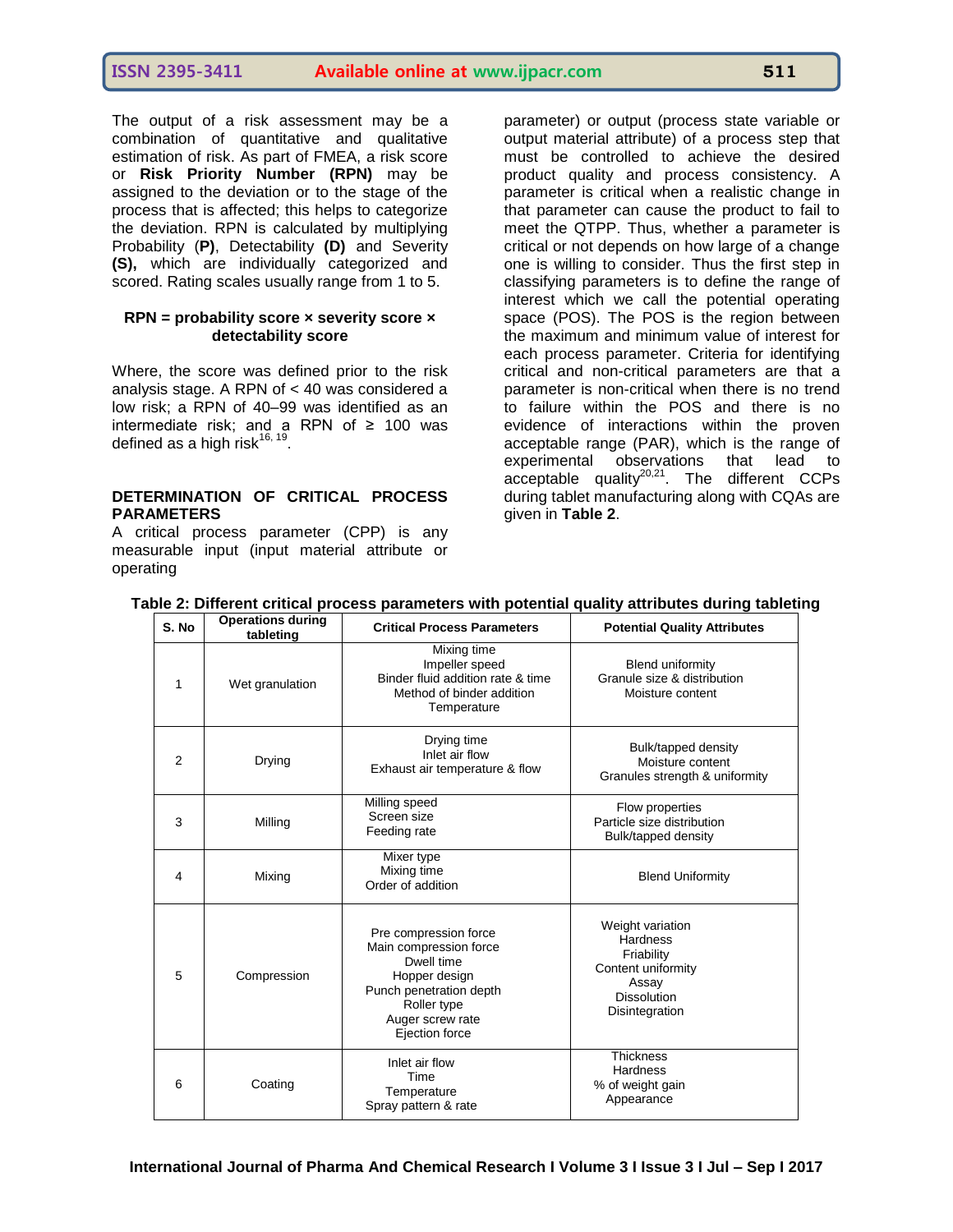The output of a risk assessment may be a combination of quantitative and qualitative estimation of risk. As part of FMEA, a risk score or **Risk Priority Number (RPN)** may be assigned to the deviation or to the stage of the process that is affected; this helps to categorize the deviation. RPN is calculated by multiplying Probability (**P**), Detectability **(D)** and Severity **(S),** which are individually categorized and scored. Rating scales usually range from 1 to 5.

**RPN = probability score × severity score × detectability score**

Where, the score was defined prior to the risk analysis stage. A RPN of < 40 was considered a low risk; a RPN of 40–99 was identified as an intermediate risk; and a RPN of ≥ 100 was defined as a high risk[16, 19].

## DETERMINATION OF CRITICAL PROCESS PARAMETERS

A critical process parameter (CPP) is any measurable input (input material attribute or operating parameter) or output (process state variable or output material attribute) of a process step that must be controlled to achieve the desired product quality and process consistency. A parameter is critical when a realistic change in that parameter can cause the product to fail to meet the QTPP. Thus, whether a parameter is critical or not depends on how large of a change one is willing to consider. Thus the first step in classifying parameters is to define the range of interest which we call the potential operating space (POS). The POS is the region between the maximum and minimum value of interest for each process parameter. Criteria for identifying critical and non-critical parameters are that a parameter is non-critical when there is no trend to failure within the POS and there is no evidence of interactions within the proven acceptable range (PAR), which is the range of experimental observations that lead to acceptable quality[20,21]. The different CCPs during tablet manufacturing along with CQAs are given in **Table 2**.

**Table 2: Different critical process parameters with potential quality attributes during tableting**

| S. No | Operations during tableting | Critical Process Parameters | Potential Quality Attributes |
|---|---|---|---|
| 1 | Wet granulation | Mixing time<br>Impeller speed<br>Binder fluid addition rate & time<br>Method of binder addition<br>Temperature | Blend uniformity<br>Granule size & distribution<br>Moisture content |
| 2 | Drying | Drying time<br>Inlet air flow<br>Exhaust air temperature & flow | Bulk/tapped density<br>Moisture content<br>Granules strength & uniformity |
| 3 | Milling | Milling speed<br>Screen size<br>Feeding rate | Flow properties<br>Particle size distribution<br>Bulk/tapped density |
| 4 | Mixing | Mixer type<br>Mixing time<br>Order of addition | Blend Uniformity |
| 5 | Compression | Pre compression force<br>Main compression force<br>Dwell time<br>Hopper design<br>Punch penetration depth<br>Roller type<br>Auger screw rate<br>Ejection force | Weight variation<br>Hardness<br>Friability<br>Content uniformity<br>Assay<br>Dissolution<br>Disintegration |
| 6 | Coating | Inlet air flow<br>Time<br>Temperature<br>Spray pattern & rate | Thickness<br>Hardness<br>% of weight gain<br>Appearance |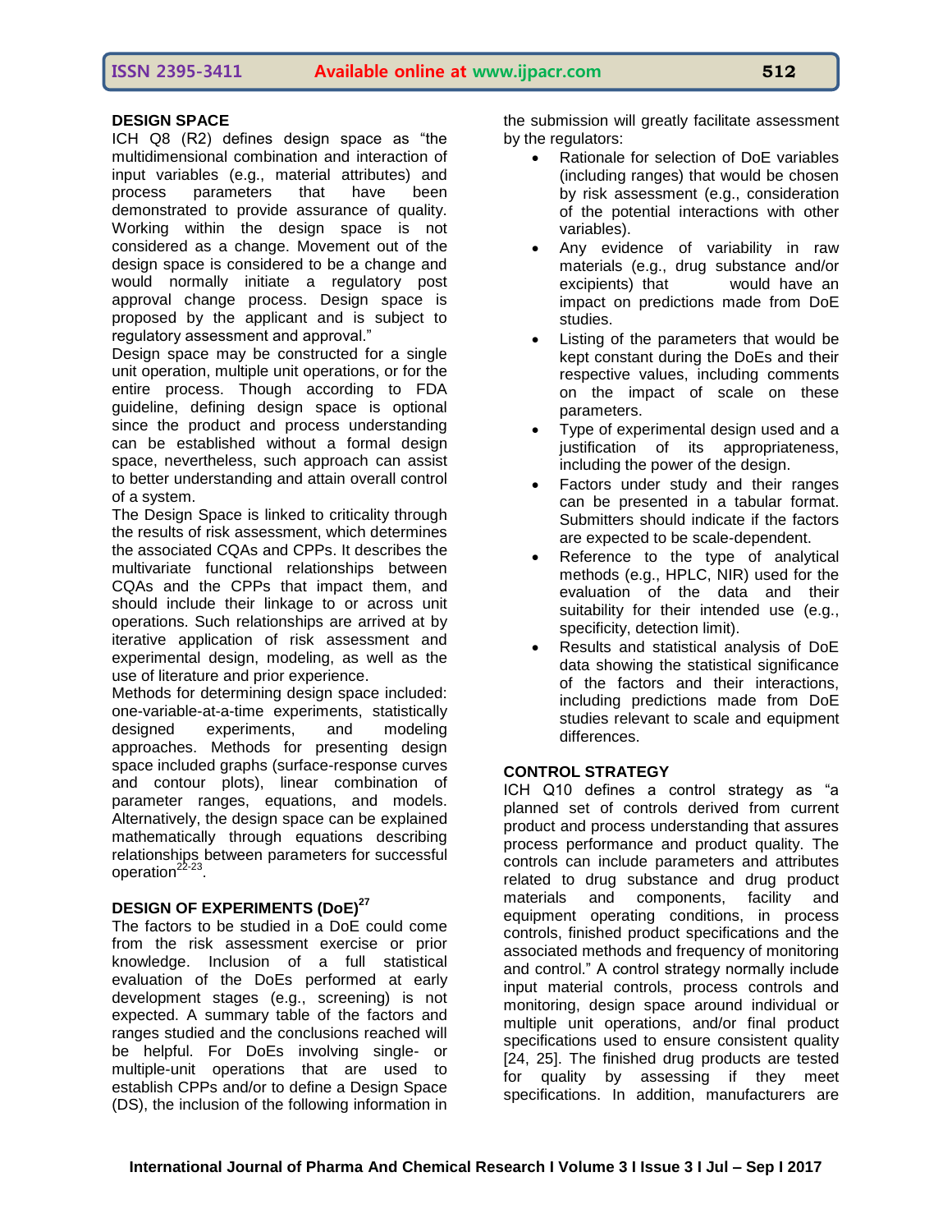## DESIGN SPACE

ICH Q8 (R2) defines design space as "the multidimensional combination and interaction of input variables (e.g., material attributes) and process parameters that have been demonstrated to provide assurance of quality. Working within the design space is not considered as a change. Movement out of the design space is considered to be a change and would normally initiate a regulatory post approval change process. Design space is proposed by the applicant and is subject to regulatory assessment and approval."

Design space may be constructed for a single unit operation, multiple unit operations, or for the entire process. Though according to FDA guideline, defining design space is optional since the product and process understanding can be established without a formal design space, nevertheless, such approach can assist to better understanding and attain overall control of a system.

The Design Space is linked to criticality through the results of risk assessment, which determines the associated CQAs and CPPs. It describes the multivariate functional relationships between CQAs and the CPPs that impact them, and should include their linkage to or across unit operations. Such relationships are arrived at by iterative application of risk assessment and experimental design, modeling, as well as the use of literature and prior experience.

Methods for determining design space included: one-variable-at-a-time experiments, statistically designed experiments, and modeling approaches. Methods for presenting design space included graphs (surface-response curves and contour plots), linear combination of parameter ranges, equations, and models. Alternatively, the design space can be explained mathematically through equations describing relationships between parameters for successful operation[22-23].

## DESIGN OF EXPERIMENTS (DoE)[27]

The factors to be studied in a DoE could come from the risk assessment exercise or prior knowledge. Inclusion of a full statistical evaluation of the DoEs performed at early development stages (e.g., screening) is not expected. A summary table of the factors and ranges studied and the conclusions reached will be helpful. For DoEs involving single- or multiple-unit operations that are used to establish CPPs and/or to define a Design Space (DS), the inclusion of the following information in the submission will greatly facilitate assessment by the regulators:

- Rationale for selection of DoE variables (including ranges) that would be chosen by risk assessment (e.g., consideration of the potential interactions with other variables).
- Any evidence of variability in raw materials (e.g., drug substance and/or excipients) that would have an impact on predictions made from DoE studies.
- Listing of the parameters that would be kept constant during the DoEs and their respective values, including comments on the impact of scale on these parameters.
- Type of experimental design used and a justification of its appropriateness, including the power of the design.
- Factors under study and their ranges can be presented in a tabular format. Submitters should indicate if the factors are expected to be scale-dependent.
- Reference to the type of analytical methods (e.g., HPLC, NIR) used for the evaluation of the data and their suitability for their intended use (e.g., specificity, detection limit).
- Results and statistical analysis of DoE data showing the statistical significance of the factors and their interactions, including predictions made from DoE studies relevant to scale and equipment differences.

## CONTROL STRATEGY

ICH Q10 defines a control strategy as "a planned set of controls derived from current product and process understanding that assures process performance and product quality. The controls can include parameters and attributes related to drug substance and drug product materials and components, facility and equipment operating conditions, in process controls, finished product specifications and the associated methods and frequency of monitoring and control." A control strategy normally include input material controls, process controls and monitoring, design space around individual or multiple unit operations, and/or final product specifications used to ensure consistent quality [24, 25]. The finished drug products are tested for quality by assessing if they meet specifications. In addition, manufacturers are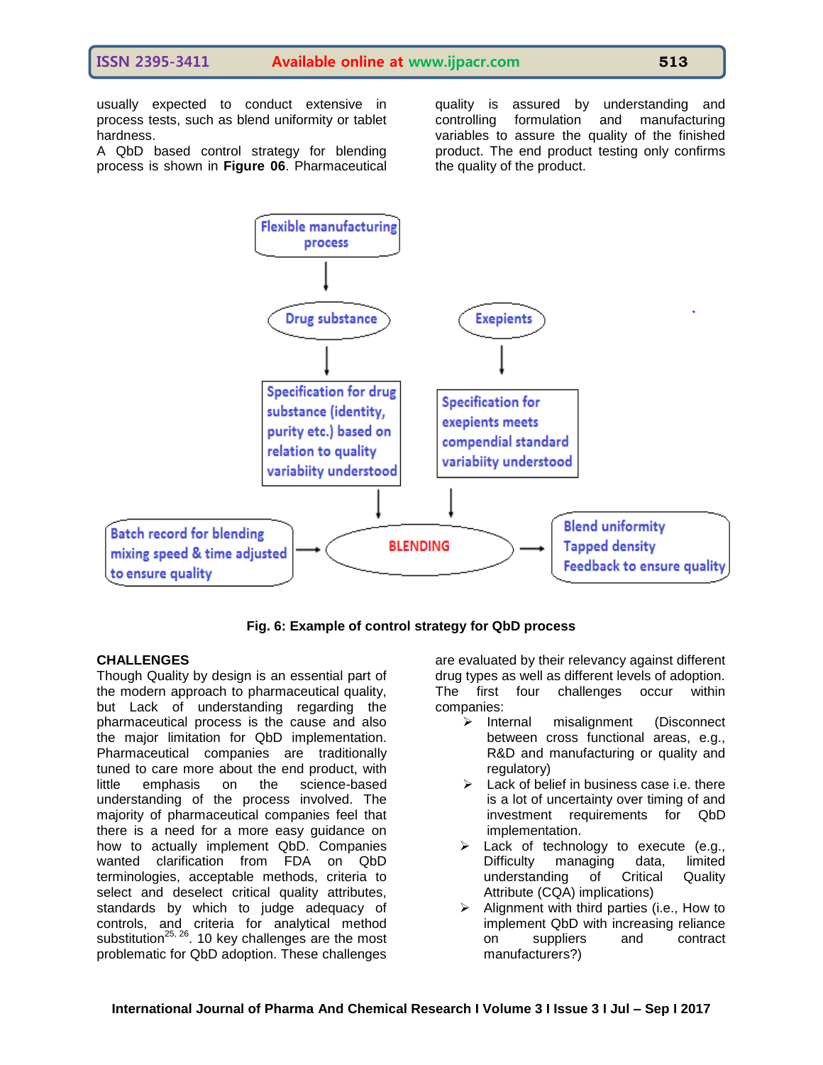usually expected to conduct extensive in process tests, such as blend uniformity or tablet hardness.

A QbD based control strategy for blending process is shown in **Figure 06**. Pharmaceutical quality is assured by understanding and controlling formulation and manufacturing variables to assure the quality of the finished product. The end product testing only confirms the quality of the product.

Flexible manufacturing process

Drug substance

Exepients

Specification for drug substance (identity, purity etc.) based on relation to quality variabiity understood

Specification for exepients meets compendial standard variabiity understood

Batch record for blending mixing speed & time adjusted to ensure quality

BLENDING

Blend uniformity
Tapped density
Feedback to ensure quality

**Fig. 6: Example of control strategy for QbD process**

**CHALLENGES**

Though Quality by design is an essential part of the modern approach to pharmaceutical quality, but Lack of understanding regarding the pharmaceutical process is the cause and also the major limitation for QbD implementation. Pharmaceutical companies are traditionally tuned to care more about the end product, with little emphasis on the science-based understanding of the process involved. The majority of pharmaceutical companies feel that there is a need for a more easy guidance on how to actually implement QbD. Companies wanted clarification from FDA on QbD terminologies, acceptable methods, criteria to select and deselect critical quality attributes, standards by which to judge adequacy of controls, and criteria for analytical method substitution[25, 26]. 10 key challenges are the most problematic for QbD adoption. These challenges are evaluated by their relevancy against different drug types as well as different levels of adoption. The first four challenges occur within companies:

- Internal misalignment (Disconnect between cross functional areas, e.g., R&D and manufacturing or quality and regulatory)
- Lack of belief in business case i.e. there is a lot of uncertainty over timing of and investment requirements for QbD implementation.
- Lack of technology to execute (e.g., Difficulty managing data, limited understanding of Critical Quality Attribute (CQA) implications)
- Alignment with third parties (i.e., How to implement QbD with increasing reliance on suppliers and contract manufacturers?)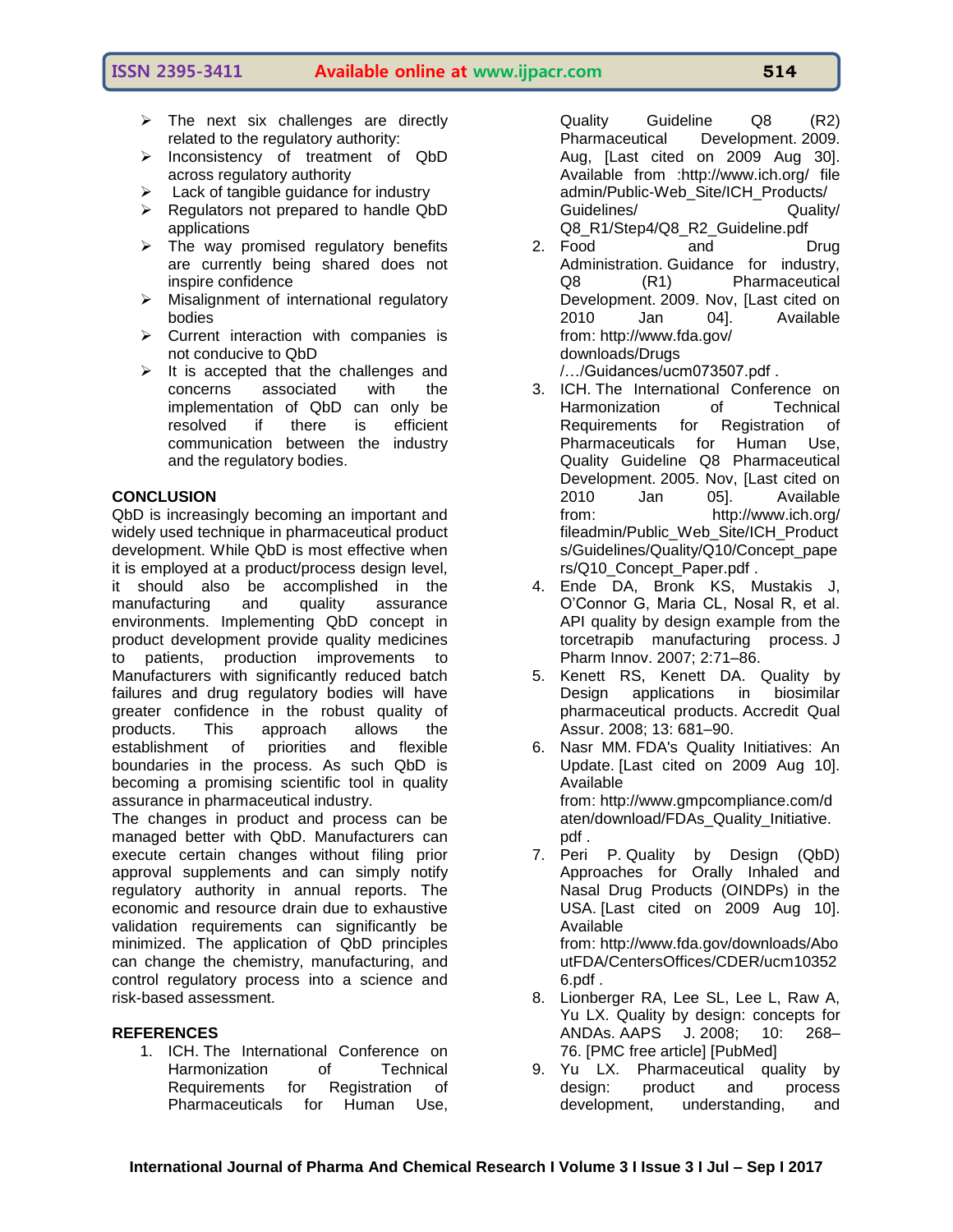- The next six challenges are directly related to the regulatory authority:
- Inconsistency of treatment of QbD across regulatory authority
- Lack of tangible guidance for industry
- Regulators not prepared to handle QbD applications
- The way promised regulatory benefits are currently being shared does not inspire confidence
- Misalignment of international regulatory bodies
- Current interaction with companies is not conducive to QbD
- It is accepted that the challenges and concerns associated with the implementation of QbD can only be resolved if there is efficient communication between the industry and the regulatory bodies.

## CONCLUSION

QbD is increasingly becoming an important and widely used technique in pharmaceutical product development. While QbD is most effective when it is employed at a product/process design level, it should also be accomplished in the manufacturing and quality assurance environments. Implementing QbD concept in product development provide quality medicines to patients, production improvements to Manufacturers with significantly reduced batch failures and drug regulatory bodies will have greater confidence in the robust quality of products. This approach allows the establishment of priorities and flexible boundaries in the process. As such QbD is becoming a promising scientific tool in quality assurance in pharmaceutical industry.

The changes in product and process can be managed better with QbD. Manufacturers can execute certain changes without filing prior approval supplements and can simply notify regulatory authority in annual reports. The economic and resource drain due to exhaustive validation requirements can significantly be minimized. The application of QbD principles can change the chemistry, manufacturing, and control regulatory process into a science and risk-based assessment.

## REFERENCES

1. ICH. The International Conference on Harmonization of Technical Requirements for Registration of Pharmaceuticals for Human Use, Quality Guideline Q8 (R2) Pharmaceutical Development. 2009. Aug, [Last cited on 2009 Aug 30]. Available from :http://www.ich.org/ file admin/Public-Web_Site/ICH_Products/ Guidelines/ Quality/ Q8_R1/Step4/Q8_R2_Guideline.pdf
2. Food and Drug Administration. Guidance for industry, Q8 (R1) Pharmaceutical Development. 2009. Nov, [Last cited on 2010 Jan 04]. Available from: http://www.fda.gov/ downloads/Drugs /…/Guidances/ucm073507.pdf .
3. ICH. The International Conference on Harmonization of Technical Requirements for Registration of Pharmaceuticals for Human Use, Quality Guideline Q8 Pharmaceutical Development. 2005. Nov, [Last cited on 2010 Jan 05]. Available from: http://www.ich.org/ fileadmin/Public_Web_Site/ICH_Products/Guidelines/Quality/Q10/Concept_papers/Q10_Concept_Paper.pdf .
4. Ende DA, Bronk KS, Mustakis J, O'Connor G, Maria CL, Nosal R, et al. API quality by design example from the torcetrapib manufacturing process. J Pharm Innov. 2007; 2:71–86.
5. Kenett RS, Kenett DA. Quality by Design applications in biosimilar pharmaceutical products. Accredit Qual Assur. 2008; 13: 681–90.
6. Nasr MM. FDA's Quality Initiatives: An Update. [Last cited on 2009 Aug 10]. Available from: http://www.gmpcompliance.com/daten/download/FDAs_Quality_Initiative.pdf .
7. Peri P. Quality by Design (QbD) Approaches for Orally Inhaled and Nasal Drug Products (OINDPs) in the USA. [Last cited on 2009 Aug 10]. Available from: http://www.fda.gov/downloads/AboutFDA/CentersOffices/CDER/ucm103526.pdf .
8. Lionberger RA, Lee SL, Lee L, Raw A, Yu LX. Quality by design: concepts for ANDAs. AAPS J. 2008; 10: 268–76. [PMC free article] [PubMed]
9. Yu LX. Pharmaceutical quality by design: product and process development, understanding, and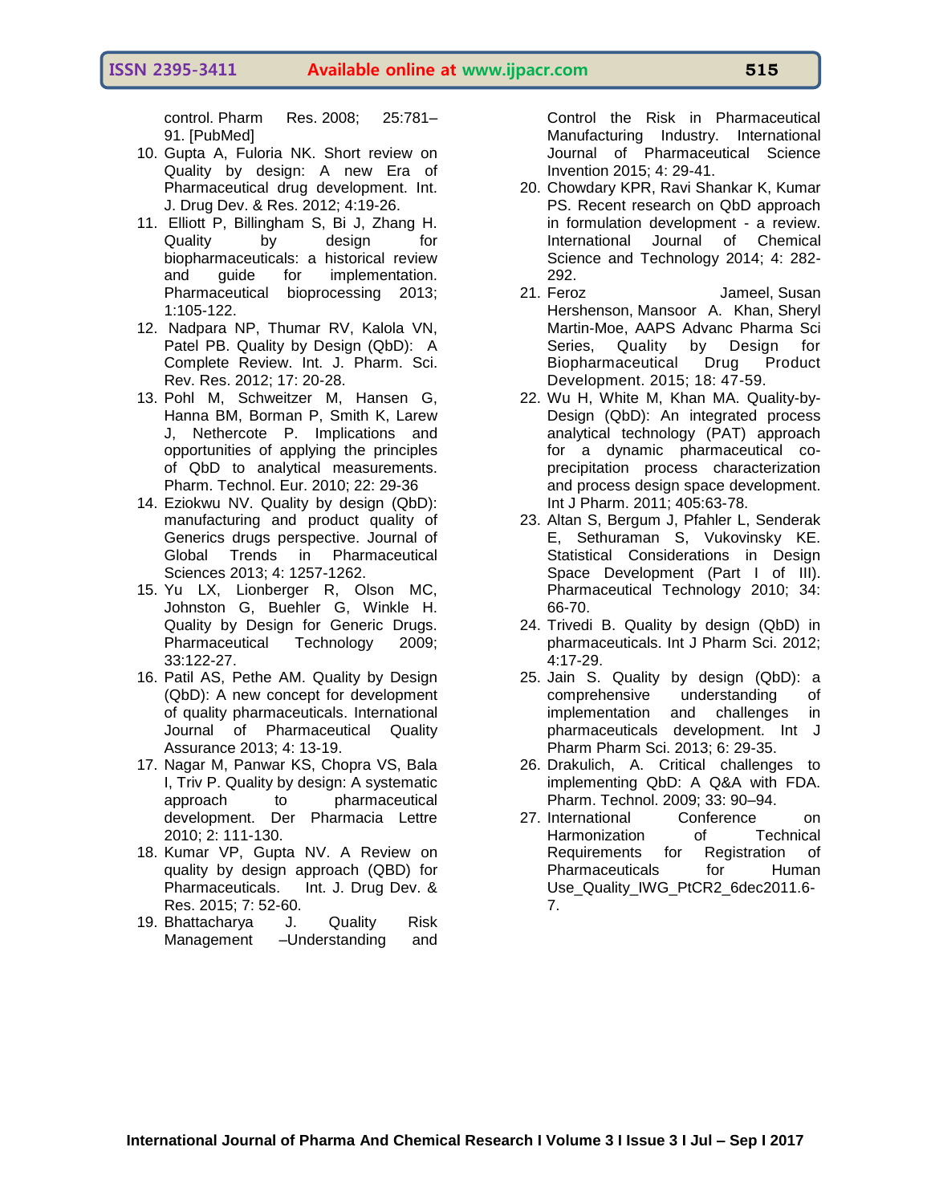control. Pharm Res. 2008; 25:781–91. [PubMed]

10. Gupta A, Fuloria NK. Short review on Quality by design: A new Era of Pharmaceutical drug development. Int. J. Drug Dev. & Res. 2012; 4:19-26.
11. Elliott P, Billingham S, Bi J, Zhang H. Quality by design for biopharmaceuticals: a historical review and guide for implementation. Pharmaceutical bioprocessing 2013; 1:105-122.
12. Nadpara NP, Thumar RV, Kalola VN, Patel PB. Quality by Design (QbD): A Complete Review. Int. J. Pharm. Sci. Rev. Res. 2012; 17: 20-28.
13. Pohl M, Schweitzer M, Hansen G, Hanna BM, Borman P, Smith K, Larew J, Nethercote P. Implications and opportunities of applying the principles of QbD to analytical measurements. Pharm. Technol. Eur. 2010; 22: 29-36
14. Eziokwu NV. Quality by design (QbD): manufacturing and product quality of Generics drugs perspective. Journal of Global Trends in Pharmaceutical Sciences 2013; 4: 1257-1262.
15. Yu LX, Lionberger R, Olson MC, Johnston G, Buehler G, Winkle H. Quality by Design for Generic Drugs. Pharmaceutical Technology 2009; 33:122-27.
16. Patil AS, Pethe AM. Quality by Design (QbD): A new concept for development of quality pharmaceuticals. International Journal of Pharmaceutical Quality Assurance 2013; 4: 13-19.
17. Nagar M, Panwar KS, Chopra VS, Bala I, Triv P. Quality by design: A systematic approach to pharmaceutical development. Der Pharmacia Lettre 2010; 2: 111-130.
18. Kumar VP, Gupta NV. A Review on quality by design approach (QBD) for Pharmaceuticals. Int. J. Drug Dev. & Res. 2015; 7: 52-60.
19. Bhattacharya J. Quality Risk Management –Understanding and Control the Risk in Pharmaceutical Manufacturing Industry. International Journal of Pharmaceutical Science Invention 2015; 4: 29-41.
20. Chowdary KPR, Ravi Shankar K, Kumar PS. Recent research on QbD approach in formulation development - a review. International Journal of Chemical Science and Technology 2014; 4: 282-292.
21. Feroz Jameel, Susan Hershenson, Mansoor A. Khan, Sheryl Martin-Moe, AAPS Advanc Pharma Sci Series, Quality by Design for Biopharmaceutical Drug Product Development. 2015; 18: 47-59.
22. Wu H, White M, Khan MA. Quality-by-Design (QbD): An integrated process analytical technology (PAT) approach for a dynamic pharmaceutical co-precipitation process characterization and process design space development. Int J Pharm. 2011; 405:63-78.
23. Altan S, Bergum J, Pfahler L, Senderak E, Sethuraman S, Vukovinsky KE. Statistical Considerations in Design Space Development (Part I of III). Pharmaceutical Technology 2010; 34: 66-70.
24. Trivedi B. Quality by design (QbD) in pharmaceuticals. Int J Pharm Sci. 2012; 4:17-29.
25. Jain S. Quality by design (QbD): a comprehensive understanding of implementation and challenges in pharmaceuticals development. Int J Pharm Pharm Sci. 2013; 6: 29-35.
26. Drakulich, A. Critical challenges to implementing QbD: A Q&A with FDA. Pharm. Technol. 2009; 33: 90–94.
27. International Conference on Harmonization of Technical Requirements for Registration of Pharmaceuticals for Human Use_Quality_IWG_PtCR2_6dec2011.6-7.